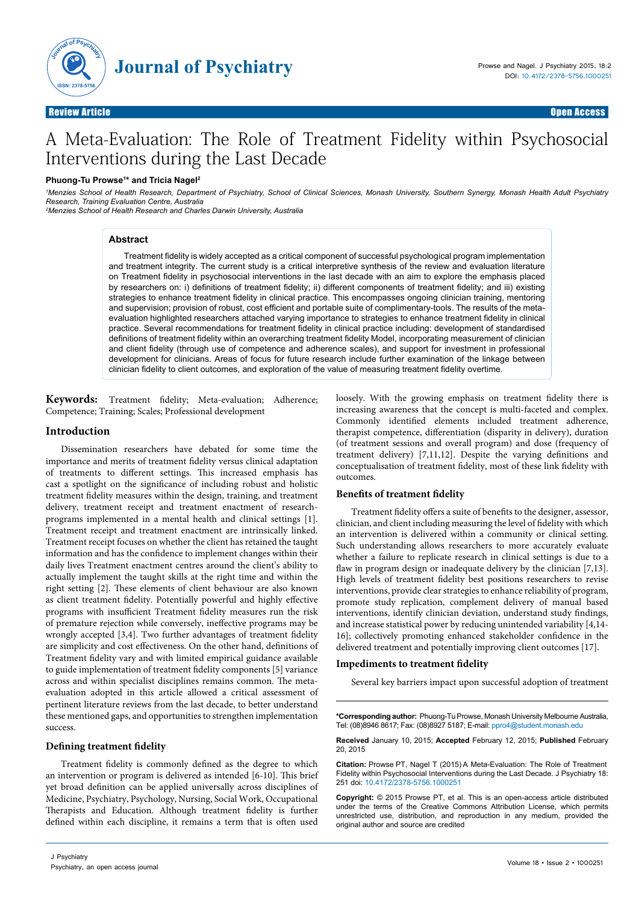# A Meta-Evaluation: The Role of Treatment Fidelity within Psychosocial Interventions during the Last Decade

**Phuong-Tu Prowse[1]* and Tricia Nagel[2]**

[1]*Menzies School of Health Research, Department of Psychiatry, School of Clinical Sciences, Monash University, Southern Synergy, Monash Health Adult Psychiatry Research, Training Evaluation Centre, Australia*
[2]*Menzies School of Health Research and Charles Darwin University, Australia*

## Abstract

Treatment fidelity is widely accepted as a critical component of successful psychological program implementation and treatment integrity. The current study is a critical interpretive synthesis of the review and evaluation literature on Treatment fidelity in psychosocial interventions in the last decade with an aim to explore the emphasis placed by researchers on: i) definitions of treatment fidelity; ii) different components of treatment fidelity; and iii) existing strategies to enhance treatment fidelity in clinical practice. This encompasses ongoing clinician training, mentoring and supervision; provision of robust, cost efficient and portable suite of complimentary-tools. The results of the meta-evaluation highlighted researchers attached varying importance to strategies to enhance treatment fidelity in clinical practice. Several recommendations for treatment fidelity in clinical practice including: development of standardised definitions of treatment fidelity within an overarching treatment fidelity Model, incorporating measurement of clinician and client fidelity (through use of competence and adherence scales), and support for investment in professional development for clinicians. Areas of focus for future research include further examination of the linkage between clinician fidelity to client outcomes, and exploration of the value of measuring treatment fidelity overtime.

**Keywords:** Treatment fidelity; Meta-evaluation; Adherence; Competence; Training; Scales; Professional development

## Introduction

Dissemination researchers have debated for some time the importance and merits of treatment fidelity versus clinical adaptation of treatments to different settings. This increased emphasis has cast a spotlight on the significance of including robust and holistic treatment fidelity measures within the design, training, and treatment delivery, treatment receipt and treatment enactment of research-programs implemented in a mental health and clinical settings [1]. Treatment receipt and treatment enactment are intrinsically linked. Treatment receipt focuses on whether the client has retained the taught information and has the confidence to implement changes within their daily lives Treatment enactment centres around the client's ability to actually implement the taught skills at the right time and within the right setting [2]. These elements of client behaviour are also known as client treatment fidelity. Potentially powerful and highly effective programs with insufficient Treatment fidelity measures run the risk of premature rejection while conversely, ineffective programs may be wrongly accepted [3,4]. Two further advantages of treatment fidelity are simplicity and cost effectiveness. On the other hand, definitions of Treatment fidelity vary and with limited empirical guidance available to guide implementation of treatment fidelity components [5] variance across and within specialist disciplines remains common. The meta-evaluation adopted in this article allowed a critical assessment of pertinent literature reviews from the last decade, to better understand these mentioned gaps, and opportunities to strengthen implementation success.

### Defining treatment fidelity

Treatment fidelity is commonly defined as the degree to which an intervention or program is delivered as intended [6-10]. This brief yet broad definition can be applied universally across disciplines of Medicine, Psychiatry, Psychology, Nursing, Social Work, Occupational Therapists and Education. Although treatment fidelity is further defined within each discipline, it remains a term that is often used loosely. With the growing emphasis on treatment fidelity there is increasing awareness that the concept is multi-faceted and complex. Commonly identified elements included treatment adherence, therapist competence, differentiation (disparity in delivery), duration (of treatment sessions and overall program) and dose (frequency of treatment delivery) [7,11,12]. Despite the varying definitions and conceptualisation of treatment fidelity, most of these link fidelity with outcomes.

### Benefits of treatment fidelity

Treatment fidelity offers a suite of benefits to the designer, assessor, clinician, and client including measuring the level of fidelity with which an intervention is delivered within a community or clinical setting. Such understanding allows researchers to more accurately evaluate whether a failure to replicate research in clinical settings is due to a flaw in program design or inadequate delivery by the clinician [7,13]. High levels of treatment fidelity best positions researchers to revise interventions, provide clear strategies to enhance reliability of program, promote study replication, complement delivery of manual based interventions, identify clinician deviation, understand study findings, and increase statistical power by reducing unintended variability [4,14-16]; collectively promoting enhanced stakeholder confidence in the delivered treatment and potentially improving client outcomes [17].

### Impediments to treatment fidelity

Several key barriers impact upon successful adoption of treatment

---

***Corresponding author:** Phuong-Tu Prowse, Monash University Melbourne Australia, Tel: (08)8946 8617; Fax: (08)8927 5187; E-mail: ppro4@student.monash.edu

**Received** January 10, 2015; **Accepted** February 12, 2015; **Published** February 20, 2015

**Citation:** Prowse PT, Nagel T (2015) A Meta-Evaluation: The Role of Treatment Fidelity within Psychosocial Interventions during the Last Decade. J Psychiatry 18: 251 doi: 10.4172/2378-5756.1000251

**Copyright:** © 2015 Prowse PT, et al. This is an open-access article distributed under the terms of the Creative Commons Attribution License, which permits unrestricted use, distribution, and reproduction in any medium, provided the original author and source are credited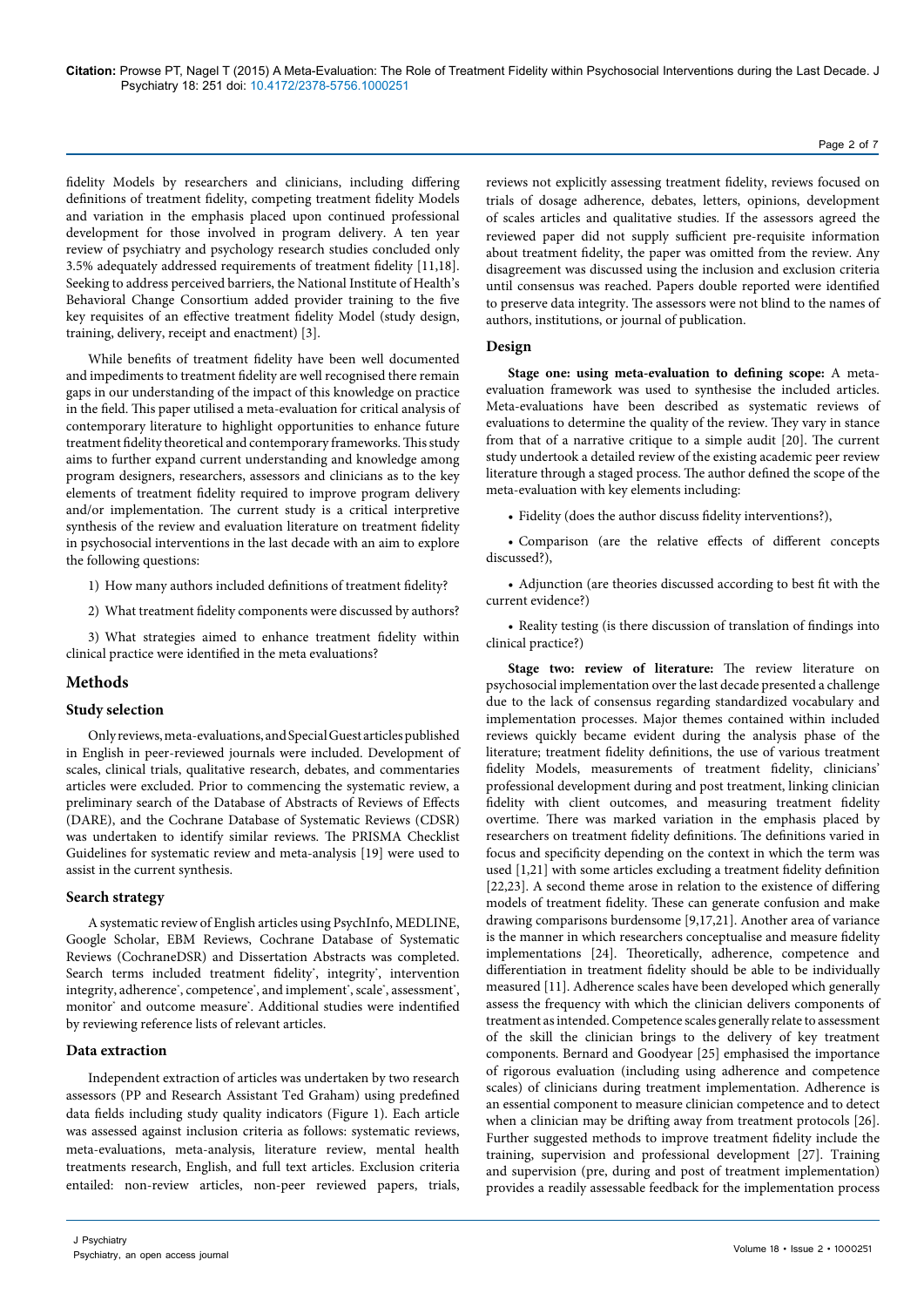fidelity Models by researchers and clinicians, including differing definitions of treatment fidelity, competing treatment fidelity Models and variation in the emphasis placed upon continued professional development for those involved in program delivery. A ten year review of psychiatry and psychology research studies concluded only 3.5% adequately addressed requirements of treatment fidelity [11,18]. Seeking to address perceived barriers, the National Institute of Health's Behavioral Change Consortium added provider training to the five key requisites of an effective treatment fidelity Model (study design, training, delivery, receipt and enactment) [3].

While benefits of treatment fidelity have been well documented and impediments to treatment fidelity are well recognised there remain gaps in our understanding of the impact of this knowledge on practice in the field. This paper utilised a meta-evaluation for critical analysis of contemporary literature to highlight opportunities to enhance future treatment fidelity theoretical and contemporary frameworks. This study aims to further expand current understanding and knowledge among program designers, researchers, assessors and clinicians as to the key elements of treatment fidelity required to improve program delivery and/or implementation. The current study is a critical interpretive synthesis of the review and evaluation literature on treatment fidelity in psychosocial interventions in the last decade with an aim to explore the following questions:

1) How many authors included definitions of treatment fidelity?

2) What treatment fidelity components were discussed by authors?

3) What strategies aimed to enhance treatment fidelity within clinical practice were identified in the meta evaluations?

## Methods

### Study selection

Only reviews, meta-evaluations, and Special Guest articles published in English in peer-reviewed journals were included. Development of scales, clinical trials, qualitative research, debates, and commentaries articles were excluded. Prior to commencing the systematic review, a preliminary search of the Database of Abstracts of Reviews of Effects (DARE), and the Cochrane Database of Systematic Reviews (CDSR) was undertaken to identify similar reviews. The PRISMA Checklist Guidelines for systematic review and meta-analysis [19] were used to assist in the current synthesis.

### Search strategy

A systematic review of English articles using PsychInfo, MEDLINE, Google Scholar, EBM Reviews, Cochrane Database of Systematic Reviews (CochraneDSR) and Dissertation Abstracts was completed. Search terms included treatment fidelity*, integrity*, intervention integrity, adherence*, competence*, and implement*, scale*, assessment*, monitor* and outcome measure*. Additional studies were indentified by reviewing reference lists of relevant articles.

### Data extraction

Independent extraction of articles was undertaken by two research assessors (PP and Research Assistant Ted Graham) using predefined data fields including study quality indicators (Figure 1). Each article was assessed against inclusion criteria as follows: systematic reviews, meta-evaluations, meta-analysis, literature review, mental health treatments research, English, and full text articles. Exclusion criteria entailed: non-review articles, non-peer reviewed papers, trials, reviews not explicitly assessing treatment fidelity, reviews focused on trials of dosage adherence, debates, letters, opinions, development of scales articles and qualitative studies. If the assessors agreed the reviewed paper did not supply sufficient pre-requisite information about treatment fidelity, the paper was omitted from the review. Any disagreement was discussed using the inclusion and exclusion criteria until consensus was reached. Papers double reported were identified to preserve data integrity. The assessors were not blind to the names of authors, institutions, or journal of publication.

### Design

**Stage one: using meta-evaluation to defining scope:** A meta-evaluation framework was used to synthesise the included articles. Meta-evaluations have been described as systematic reviews of evaluations to determine the quality of the review. They vary in stance from that of a narrative critique to a simple audit [20]. The current study undertook a detailed review of the existing academic peer review literature through a staged process. The author defined the scope of the meta-evaluation with key elements including:

- Fidelity (does the author discuss fidelity interventions?),
- Comparison (are the relative effects of different concepts discussed?),
- Adjunction (are theories discussed according to best fit with the current evidence?)
- Reality testing (is there discussion of translation of findings into clinical practice?)

**Stage two: review of literature:** The review literature on psychosocial implementation over the last decade presented a challenge due to the lack of consensus regarding standardized vocabulary and implementation processes. Major themes contained within included reviews quickly became evident during the analysis phase of the literature; treatment fidelity definitions, the use of various treatment fidelity Models, measurements of treatment fidelity, clinicians' professional development during and post treatment, linking clinician fidelity with client outcomes, and measuring treatment fidelity overtime. There was marked variation in the emphasis placed by researchers on treatment fidelity definitions. The definitions varied in focus and specificity depending on the context in which the term was used [1,21] with some articles excluding a treatment fidelity definition [22,23]. A second theme arose in relation to the existence of differing models of treatment fidelity. These can generate confusion and make drawing comparisons burdensome [9,17,21]. Another area of variance is the manner in which researchers conceptualise and measure fidelity implementations [24]. Theoretically, adherence, competence and differentiation in treatment fidelity should be able to be individually measured [11]. Adherence scales have been developed which generally assess the frequency with which the clinician delivers components of treatment as intended. Competence scales generally relate to assessment of the skill the clinician brings to the delivery of key treatment components. Bernard and Goodyear [25] emphasised the importance of rigorous evaluation (including using adherence and competence scales) of clinicians during treatment implementation. Adherence is an essential component to measure clinician competence and to detect when a clinician may be drifting away from treatment protocols [26]. Further suggested methods to improve treatment fidelity include the training, supervision and professional development [27]. Training and supervision (pre, during and post of treatment implementation) provides a readily assessable feedback for the implementation process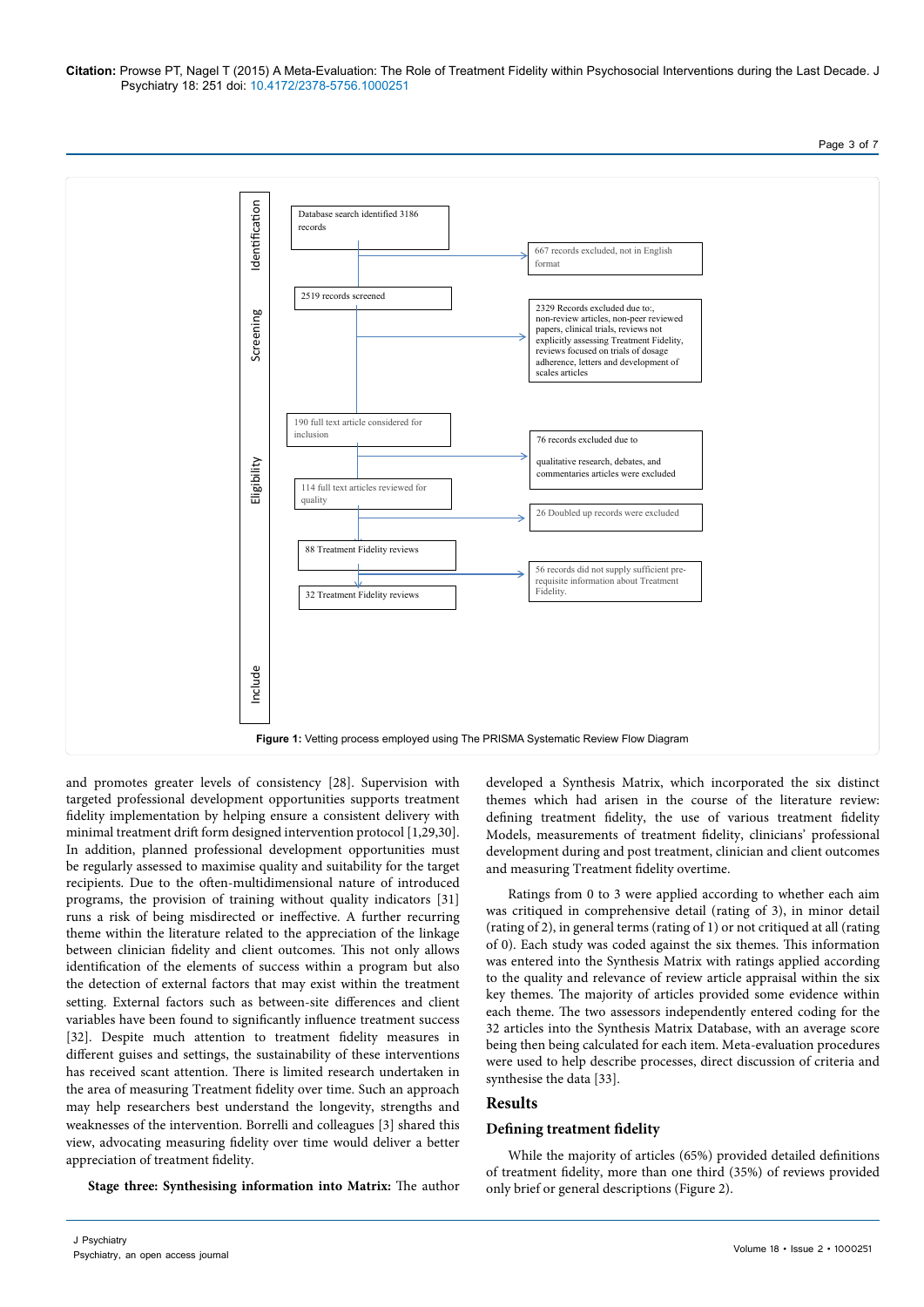Identification

Database search identified 3186 records

667 records excluded, not in English format

Screening

2519 records screened

2329 Records excluded due to:, non-review articles, non-peer reviewed papers, clinical trials, reviews not explicitly assessing Treatment Fidelity, reviews focused on trials of dosage adherence, letters and development of scales articles

Eligibility

190 full text article considered for inclusion

76 records excluded due to

qualitative research, debates, and commentaries articles were excluded

114 full text articles reviewed for quality

26 Doubled up records were excluded

88 Treatment Fidelity reviews

56 records did not supply sufficient pre-requisite information about Treatment Fidelity.

32 Treatment Fidelity reviews

Include

**Figure 1:** Vetting process employed using The PRISMA Systematic Review Flow Diagram

and promotes greater levels of consistency [28]. Supervision with targeted professional development opportunities supports treatment fidelity implementation by helping ensure a consistent delivery with minimal treatment drift form designed intervention protocol [1,29,30]. In addition, planned professional development opportunities must be regularly assessed to maximise quality and suitability for the target recipients. Due to the often-multidimensional nature of introduced programs, the provision of training without quality indicators [31] runs a risk of being misdirected or ineffective. A further recurring theme within the literature related to the appreciation of the linkage between clinician fidelity and client outcomes. This not only allows identification of the elements of success within a program but also the detection of external factors that may exist within the treatment setting. External factors such as between-site differences and client variables have been found to significantly influence treatment success [32]. Despite much attention to treatment fidelity measures in different guises and settings, the sustainability of these interventions has received scant attention. There is limited research undertaken in the area of measuring Treatment fidelity over time. Such an approach may help researchers best understand the longevity, strengths and weaknesses of the intervention. Borrelli and colleagues [3] shared this view, advocating measuring fidelity over time would deliver a better appreciation of treatment fidelity.

**Stage three: Synthesising information into Matrix:** The author developed a Synthesis Matrix, which incorporated the six distinct themes which had arisen in the course of the literature review: defining treatment fidelity, the use of various treatment fidelity Models, measurements of treatment fidelity, clinicians' professional development during and post treatment, clinician and client outcomes and measuring Treatment fidelity overtime.

Ratings from 0 to 3 were applied according to whether each aim was critiqued in comprehensive detail (rating of 3), in minor detail (rating of 2), in general terms (rating of 1) or not critiqued at all (rating of 0). Each study was coded against the six themes. This information was entered into the Synthesis Matrix with ratings applied according to the quality and relevance of review article appraisal within the six key themes. The majority of articles provided some evidence within each theme. The two assessors independently entered coding for the 32 articles into the Synthesis Matrix Database, with an average score being then being calculated for each item. Meta-evaluation procedures were used to help describe processes, direct discussion of criteria and synthesise the data [33].

## Results

### Defining treatment fidelity

While the majority of articles (65%) provided detailed definitions of treatment fidelity, more than one third (35%) of reviews provided only brief or general descriptions (Figure 2).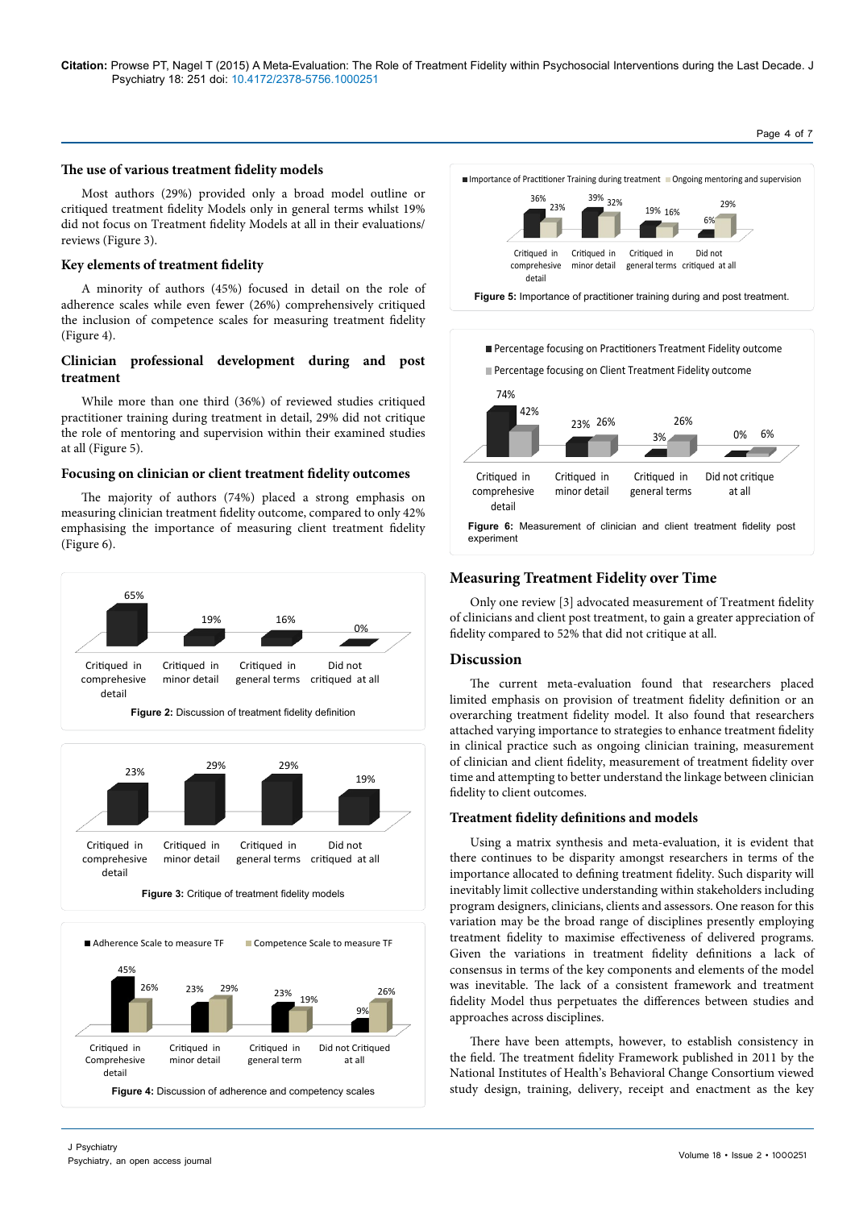### The use of various treatment fidelity models

Most authors (29%) provided only a broad model outline or critiqued treatment fidelity Models only in general terms whilst 19% did not focus on Treatment fidelity Models at all in their evaluations/ reviews (Figure 3).

### Key elements of treatment fidelity

A minority of authors (45%) focused in detail on the role of adherence scales while even fewer (26%) comprehensively critiqued the inclusion of competence scales for measuring treatment fidelity (Figure 4).

### Clinician professional development during and post treatment

While more than one third (36%) of reviewed studies critiqued practitioner training during treatment in detail, 29% did not critique the role of mentoring and supervision within their examined studies at all (Figure 5).

### Focusing on clinician or client treatment fidelity outcomes

The majority of authors (74%) placed a strong emphasis on measuring clinician treatment fidelity outcome, compared to only 42% emphasising the importance of measuring client treatment fidelity (Figure 6).

| | Critiqued in comprehensive detail | Critiqued in minor detail | Critiqued in general terms | Did not critiqued at all |
|---|---|---|---|---|
| | 65% | 19% | 16% | 0% |

**Figure 2:** Discussion of treatment fidelity definition

| | Critiqued in comprehensive detail | Critiqued in minor detail | Critiqued in general terms | Did not critiqued at all |
|---|---|---|---|---|
| | 23% | 29% | 29% | 19% |

**Figure 3:** Critique of treatment fidelity models

| | Critiqued in Comprehensive detail | Critiqued in minor detail | Critiqued in general term | Did not Critiqued at all |
|---|---|---|---|---|
| Adherence Scale to measure TF | 45% | 23% | 23% | 9% |
| Competence Scale to measure TF | 26% | 29% | 19% | 26% |

**Figure 4:** Discussion of adherence and competency scales

| | Critiqued in comprehensive detail | Critiqued in minor detail | Critiqued in general terms | Did not critiqued at all |
|---|---|---|---|---|
| Importance of Practitioner Training during treatment | 36% | 39% | 19% | 6% |
| Ongoing mentoring and supervision | 23% | 32% | 16% | 29% |

**Figure 5:** Importance of practitioner training during and post treatment.

| | Critiqued in comprehensive detail | Critiqued in minor detail | Critiqued in general terms | Did not critique at all |
|---|---|---|---|---|
| Percentage focusing on Practitioners Treatment Fidelity outcome | 74% | 23% | 3% | 0% |
| Percentage focusing on Client Treatment Fidelity outcome | 42% | 26% | 26% | 6% |

**Figure 6:** Measurement of clinician and client treatment fidelity post experiment

## Measuring Treatment Fidelity over Time

Only one review [3] advocated measurement of Treatment fidelity of clinicians and client post treatment, to gain a greater appreciation of fidelity compared to 52% that did not critique at all.

## Discussion

The current meta-evaluation found that researchers placed limited emphasis on provision of treatment fidelity definition or an overarching treatment fidelity model. It also found that researchers attached varying importance to strategies to enhance treatment fidelity in clinical practice such as ongoing clinician training, measurement of clinician and client fidelity, measurement of treatment fidelity over time and attempting to better understand the linkage between clinician fidelity to client outcomes.

### Treatment fidelity definitions and models

Using a matrix synthesis and meta-evaluation, it is evident that there continues to be disparity amongst researchers in terms of the importance allocated to defining treatment fidelity. Such disparity will inevitably limit collective understanding within stakeholders including program designers, clinicians, clients and assessors. One reason for this variation may be the broad range of disciplines presently employing treatment fidelity to maximise effectiveness of delivered programs. Given the variations in treatment fidelity definitions a lack of consensus in terms of the key components and elements of the model was inevitable. The lack of a consistent framework and treatment fidelity Model thus perpetuates the differences between studies and approaches across disciplines.

There have been attempts, however, to establish consistency in the field. The treatment fidelity Framework published in 2011 by the National Institutes of Health's Behavioral Change Consortium viewed study design, training, delivery, receipt and enactment as the key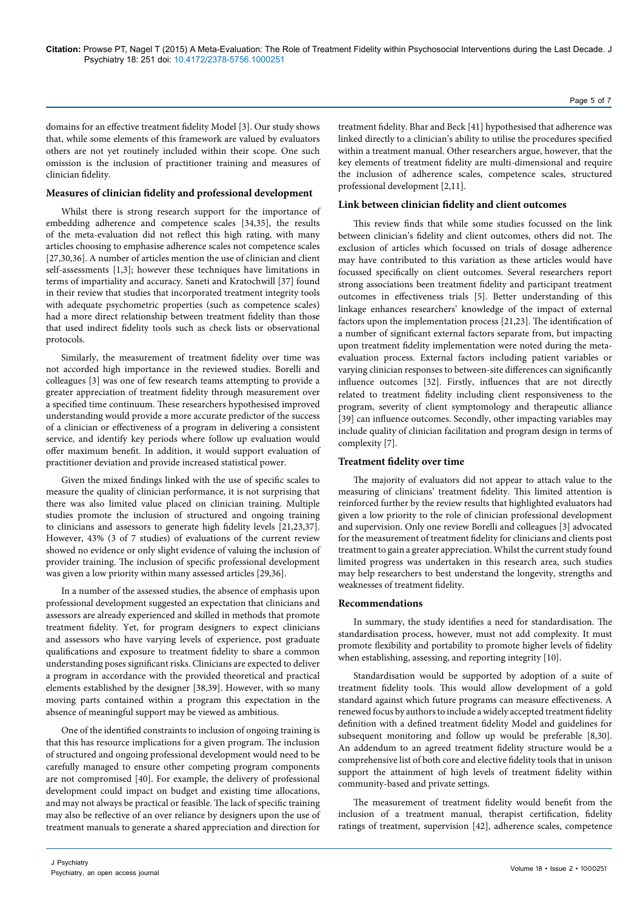domains for an effective treatment fidelity Model [3]. Our study shows that, while some elements of this framework are valued by evaluators others are not yet routinely included within their scope. One such omission is the inclusion of practitioner training and measures of clinician fidelity.

### Measures of clinician fidelity and professional development

Whilst there is strong research support for the importance of embedding adherence and competence scales [34,35], the results of the meta-evaluation did not reflect this high rating, with many articles choosing to emphasise adherence scales not competence scales [27,30,36]. A number of articles mention the use of clinician and client self-assessments [1,3]; however these techniques have limitations in terms of impartiality and accuracy. Saneti and Kratochwill [37] found in their review that studies that incorporated treatment integrity tools with adequate psychometric properties (such as competence scales) had a more direct relationship between treatment fidelity than those that used indirect fidelity tools such as check lists or observational protocols.

Similarly, the measurement of treatment fidelity over time was not accorded high importance in the reviewed studies. Borelli and colleagues [3] was one of few research teams attempting to provide a greater appreciation of treatment fidelity through measurement over a specified time continuum. These researchers hypothesised improved understanding would provide a more accurate predictor of the success of a clinician or effectiveness of a program in delivering a consistent service, and identify key periods where follow up evaluation would offer maximum benefit. In addition, it would support evaluation of practitioner deviation and provide increased statistical power.

Given the mixed findings linked with the use of specific scales to measure the quality of clinician performance, it is not surprising that there was also limited value placed on clinician training. Multiple studies promote the inclusion of structured and ongoing training to clinicians and assessors to generate high fidelity levels [21,23,37]. However, 43% (3 of 7 studies) of evaluations of the current review showed no evidence or only slight evidence of valuing the inclusion of provider training. The inclusion of specific professional development was given a low priority within many assessed articles [29,36].

In a number of the assessed studies, the absence of emphasis upon professional development suggested an expectation that clinicians and assessors are already experienced and skilled in methods that promote treatment fidelity. Yet, for program designers to expect clinicians and assessors who have varying levels of experience, post graduate qualifications and exposure to treatment fidelity to share a common understanding poses significant risks. Clinicians are expected to deliver a program in accordance with the provided theoretical and practical elements established by the designer [38,39]. However, with so many moving parts contained within a program this expectation in the absence of meaningful support may be viewed as ambitious.

One of the identified constraints to inclusion of ongoing training is that this has resource implications for a given program. The inclusion of structured and ongoing professional development would need to be carefully managed to ensure other competing program components are not compromised [40]. For example, the delivery of professional development could impact on budget and existing time allocations, and may not always be practical or feasible. The lack of specific training may also be reflective of an over reliance by designers upon the use of treatment manuals to generate a shared appreciation and direction for treatment fidelity. Bhar and Beck [41] hypothesised that adherence was linked directly to a clinician's ability to utilise the procedures specified within a treatment manual. Other researchers argue, however, that the key elements of treatment fidelity are multi-dimensional and require the inclusion of adherence scales, competence scales, structured professional development [2,11].

### Link between clinician fidelity and client outcomes

This review finds that while some studies focussed on the link between clinician's fidelity and client outcomes, others did not. The exclusion of articles which focussed on trials of dosage adherence may have contributed to this variation as these articles would have focussed specifically on client outcomes. Several researchers report strong associations been treatment fidelity and participant treatment outcomes in effectiveness trials [5]. Better understanding of this linkage enhances researchers' knowledge of the impact of external factors upon the implementation process [21,23]. The identification of a number of significant external factors separate from, but impacting upon treatment fidelity implementation were noted during the meta-evaluation process. External factors including patient variables or varying clinician responses to between-site differences can significantly influence outcomes [32]. Firstly, influences that are not directly related to treatment fidelity including client responsiveness to the program, severity of client symptomology and therapeutic alliance [39] can influence outcomes. Secondly, other impacting variables may include quality of clinician facilitation and program design in terms of complexity [7].

### Treatment fidelity over time

The majority of evaluators did not appear to attach value to the measuring of clinicians' treatment fidelity. This limited attention is reinforced further by the review results that highlighted evaluators had given a low priority to the role of clinician professional development and supervision. Only one review Borelli and colleagues [3] advocated for the measurement of treatment fidelity for clinicians and clients post treatment to gain a greater appreciation. Whilst the current study found limited progress was undertaken in this research area, such studies may help researchers to best understand the longevity, strengths and weaknesses of treatment fidelity.

### Recommendations

In summary, the study identifies a need for standardisation. The standardisation process, however, must not add complexity. It must promote flexibility and portability to promote higher levels of fidelity when establishing, assessing, and reporting integrity [10].

Standardisation would be supported by adoption of a suite of treatment fidelity tools. This would allow development of a gold standard against which future programs can measure effectiveness. A renewed focus by authors to include a widely accepted treatment fidelity definition with a defined treatment fidelity Model and guidelines for subsequent monitoring and follow up would be preferable [8,30]. An addendum to an agreed treatment fidelity structure would be a comprehensive list of both core and elective fidelity tools that in unison support the attainment of high levels of treatment fidelity within community-based and private settings.

The measurement of treatment fidelity would benefit from the inclusion of a treatment manual, therapist certification, fidelity ratings of treatment, supervision [42], adherence scales, competence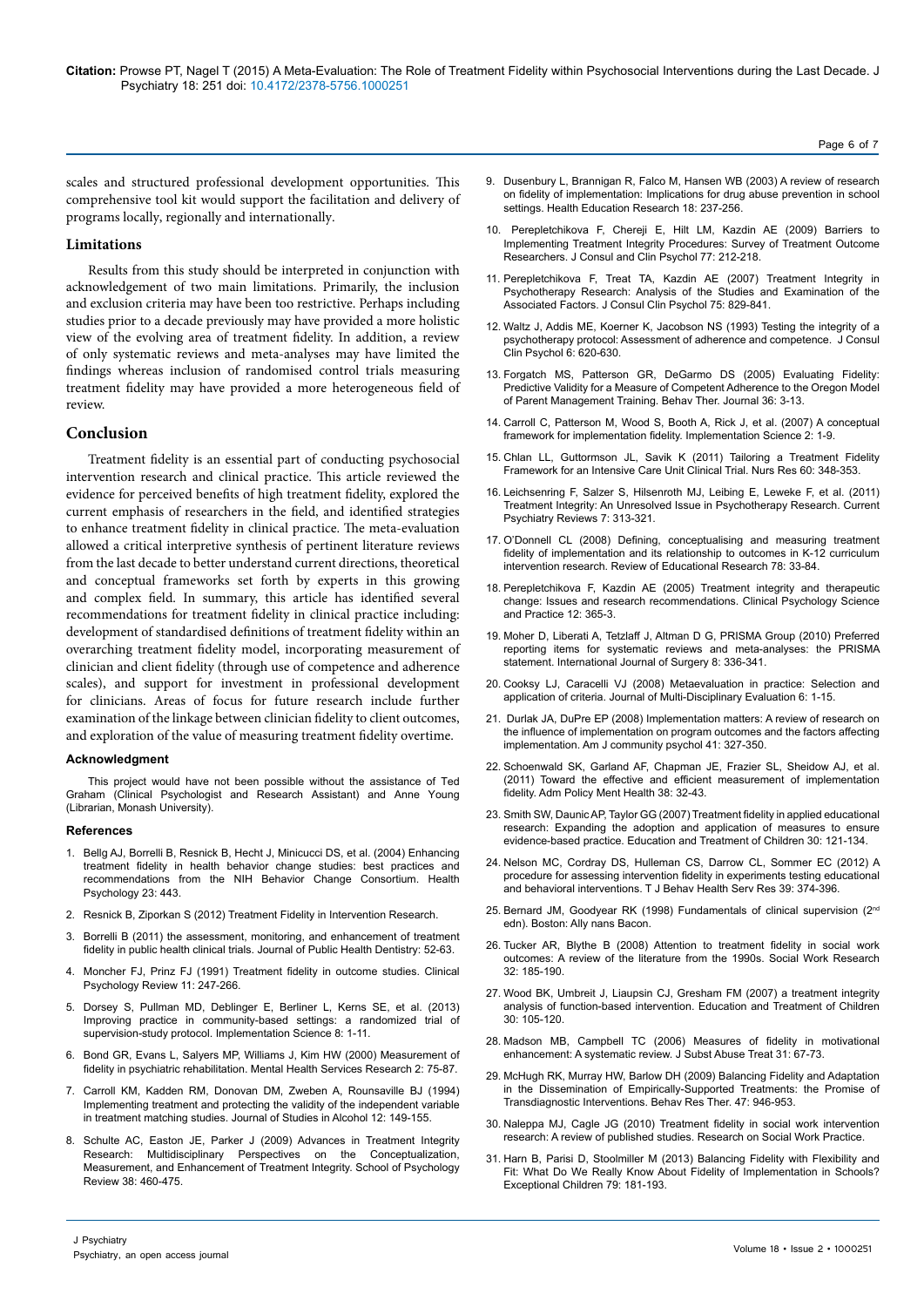scales and structured professional development opportunities. This comprehensive tool kit would support the facilitation and delivery of programs locally, regionally and internationally.

### Limitations

Results from this study should be interpreted in conjunction with acknowledgement of two main limitations. Primarily, the inclusion and exclusion criteria may have been too restrictive. Perhaps including studies prior to a decade previously may have provided a more holistic view of the evolving area of treatment fidelity. In addition, a review of only systematic reviews and meta-analyses may have limited the findings whereas inclusion of randomised control trials measuring treatment fidelity may have provided a more heterogeneous field of review.

## Conclusion

Treatment fidelity is an essential part of conducting psychosocial intervention research and clinical practice. This article reviewed the evidence for perceived benefits of high treatment fidelity, explored the current emphasis of researchers in the field, and identified strategies to enhance treatment fidelity in clinical practice. The meta-evaluation allowed a critical interpretive synthesis of pertinent literature reviews from the last decade to better understand current directions, theoretical and conceptual frameworks set forth by experts in this growing and complex field. In summary, this article has identified several recommendations for treatment fidelity in clinical practice including: development of standardised definitions of treatment fidelity within an overarching treatment fidelity model, incorporating measurement of clinician and client fidelity (through use of competence and adherence scales), and support for investment in professional development for clinicians. Areas of focus for future research include further examination of the linkage between clinician fidelity to client outcomes, and exploration of the value of measuring treatment fidelity overtime.

#### Acknowledgment

This project would have not been possible without the assistance of Ted Graham (Clinical Psychologist and Research Assistant) and Anne Young (Librarian, Monash University).

#### References

1. Bellg AJ, Borrelli B, Resnick B, Hecht J, Minicucci DS, et al. (2004) Enhancing treatment fidelity in health behavior change studies: best practices and recommendations from the NIH Behavior Change Consortium. Health Psychology 23: 443.
2. Resnick B, Ziporkan S (2012) Treatment Fidelity in Intervention Research.
3. Borrelli B (2011) the assessment, monitoring, and enhancement of treatment fidelity in public health clinical trials. Journal of Public Health Dentistry: 52-63.
4. Moncher FJ, Prinz FJ (1991) Treatment fidelity in outcome studies. Clinical Psychology Review 11: 247-266.
5. Dorsey S, Pullman MD, Deblinger E, Berliner L, Kerns SE, et al. (2013) Improving practice in community-based settings: a randomized trial of supervision-study protocol. Implementation Science 8: 1-11.
6. Bond GR, Evans L, Salyers MP, Williams J, Kim HW (2000) Measurement of fidelity in psychiatric rehabilitation. Mental Health Services Research 2: 75-87.
7. Carroll KM, Kadden RM, Donovan DM, Zweben A, Rounsaville BJ (1994) Implementing treatment and protecting the validity of the independent variable in treatment matching studies. Journal of Studies in Alcohol 12: 149-155.
8. Schulte AC, Easton JE, Parker J (2009) Advances in Treatment Integrity Research: Multidisciplinary Perspectives on the Conceptualization, Measurement, and Enhancement of Treatment Integrity. School of Psychology Review 38: 460-475.
9. Dusenbury L, Brannigan R, Falco M, Hansen WB (2003) A review of research on fidelity of implementation: Implications for drug abuse prevention in school settings. Health Education Research 18: 237-256.
10. Perepletchikova F, Chereji E, Hilt LM, Kazdin AE (2009) Barriers to Implementing Treatment Integrity Procedures: Survey of Treatment Outcome Researchers. J Consul and Clin Psychol 77: 212-218.
11. Perepletchikova F, Treat TA, Kazdin AE (2007) Treatment Integrity in Psychotherapy Research: Analysis of the Studies and Examination of the Associated Factors. J Consul Clin Psychol 75: 829-841.
12. Waltz J, Addis ME, Koerner K, Jacobson NS (1993) Testing the integrity of a psychotherapy protocol: Assessment of adherence and competence. J Consul Clin Psychol 6: 620-630.
13. Forgatch MS, Patterson GR, DeGarmo DS (2005) Evaluating Fidelity: Predictive Validity for a Measure of Competent Adherence to the Oregon Model of Parent Management Training. Behav Ther. Journal 36: 3-13.
14. Carroll C, Patterson M, Wood S, Booth A, Rick J, et al. (2007) A conceptual framework for implementation fidelity. Implementation Science 2: 1-9.
15. Chlan LL, Guttormson JL, Savik K (2011) Tailoring a Treatment Fidelity Framework for an Intensive Care Unit Clinical Trial. Nurs Res 60: 348-353.
16. Leichsenring F, Salzer S, Hilsenroth MJ, Leibing E, Leweke F, et al. (2011) Treatment Integrity: An Unresolved Issue in Psychotherapy Research. Current Psychiatry Reviews 7: 313-321.
17. O'Donnell CL (2008) Defining, conceptualising and measuring treatment fidelity of implementation and its relationship to outcomes in K-12 curriculum intervention research. Review of Educational Research 78: 33-84.
18. Perepletchikova F, Kazdin AE (2005) Treatment integrity and therapeutic change: Issues and research recommendations. Clinical Psychology Science and Practice 12: 365-3.
19. Moher D, Liberati A, Tetzlaff J, Altman D G, PRISMA Group (2010) Preferred reporting items for systematic reviews and meta-analyses: the PRISMA statement. International Journal of Surgery 8: 336-341.
20. Cooksy LJ, Caracelli VJ (2008) Metaevaluation in practice: Selection and application of criteria. Journal of Multi-Disciplinary Evaluation 6: 1-15.
21. Durlak JA, DuPre EP (2008) Implementation matters: A review of research on the influence of implementation on program outcomes and the factors affecting implementation. Am J community psychol 41: 327-350.
22. Schoenwald SK, Garland AF, Chapman JE, Frazier SL, Sheidow AJ, et al. (2011) Toward the effective and efficient measurement of implementation fidelity. Adm Policy Ment Health 38: 32-43.
23. Smith SW, Daunic AP, Taylor GG (2007) Treatment fidelity in applied educational research: Expanding the adoption and application of measures to ensure evidence-based practice. Education and Treatment of Children 30: 121-134.
24. Nelson MC, Cordray DS, Hulleman CS, Darrow CL, Sommer EC (2012) A procedure for assessing intervention fidelity in experiments testing educational and behavioral interventions. T J Behav Health Serv Res 39: 374-396.
25. Bernard JM, Goodyear RK (1998) Fundamentals of clinical supervision (2nd edn). Boston: Ally nans Bacon.
26. Tucker AR, Blythe B (2008) Attention to treatment fidelity in social work outcomes: A review of the literature from the 1990s. Social Work Research 32: 185-190.
27. Wood BK, Umbreit J, Liaupsin CJ, Gresham FM (2007) a treatment integrity analysis of function-based intervention. Education and Treatment of Children 30: 105-120.
28. Madson MB, Campbell TC (2006) Measures of fidelity in motivational enhancement: A systematic review. J Subst Abuse Treat 31: 67-73.
29. McHugh RK, Murray HW, Barlow DH (2009) Balancing Fidelity and Adaptation in the Dissemination of Empirically-Supported Treatments: the Promise of Transdiagnostic Interventions. Behav Res Ther. 47: 946-953.
30. Naleppa MJ, Cagle JG (2010) Treatment fidelity in social work intervention research: A review of published studies. Research on Social Work Practice.
31. Harn B, Parisi D, Stoolmiller M (2013) Balancing Fidelity with Flexibility and Fit: What Do We Really Know About Fidelity of Implementation in Schools? Exceptional Children 79: 181-193.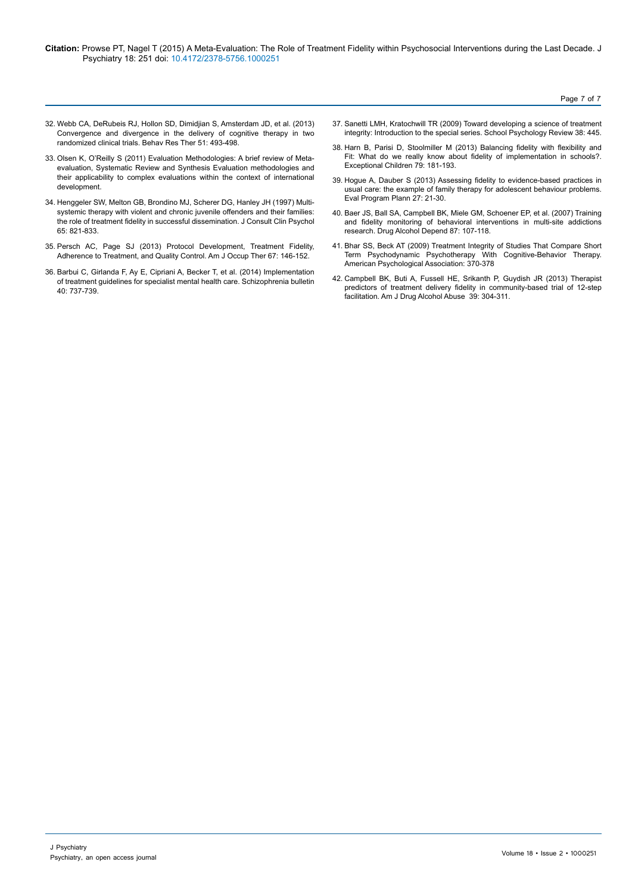32. Webb CA, DeRubeis RJ, Hollon SD, Dimidjian S, Amsterdam JD, et al. (2013) Convergence and divergence in the delivery of cognitive therapy in two randomized clinical trials. Behav Res Ther 51: 493-498.
33. Olsen K, O'Reilly S (2011) Evaluation Methodologies: A brief review of Meta-evaluation, Systematic Review and Synthesis Evaluation methodologies and their applicability to complex evaluations within the context of international development.
34. Henggeler SW, Melton GB, Brondino MJ, Scherer DG, Hanley JH (1997) Multi-systemic therapy with violent and chronic juvenile offenders and their families: the role of treatment fidelity in successful dissemination. J Consult Clin Psychol 65: 821-833.
35. Persch AC, Page SJ (2013) Protocol Development, Treatment Fidelity, Adherence to Treatment, and Quality Control. Am J Occup Ther 67: 146-152.
36. Barbui C, Girlanda F, Ay E, Cipriani A, Becker T, et al. (2014) Implementation of treatment guidelines for specialist mental health care. Schizophrenia bulletin 40: 737-739.
37. Sanetti LMH, Kratochwill TR (2009) Toward developing a science of treatment integrity: Introduction to the special series. School Psychology Review 38: 445.
38. Harn B, Parisi D, Stoolmiller M (2013) Balancing fidelity with flexibility and Fit: What do we really know about fidelity of implementation in schools?. Exceptional Children 79: 181-193.
39. Hogue A, Dauber S (2013) Assessing fidelity to evidence-based practices in usual care: the example of family therapy for adolescent behaviour problems. Eval Program Plann 27: 21-30.
40. Baer JS, Ball SA, Campbell BK, Miele GM, Schoener EP, et al. (2007) Training and fidelity monitoring of behavioral interventions in multi-site addictions research. Drug Alcohol Depend 87: 107-118.
41. Bhar SS, Beck AT (2009) Treatment Integrity of Studies That Compare Short Term Psychodynamic Psychotherapy With Cognitive-Behavior Therapy. American Psychological Association: 370-378
42. Campbell BK, Buti A, Fussell HE, Srikanth P, Guydish JR (2013) Therapist predictors of treatment delivery fidelity in community-based trial of 12-step facilitation. Am J Drug Alcohol Abuse 39: 304-311.